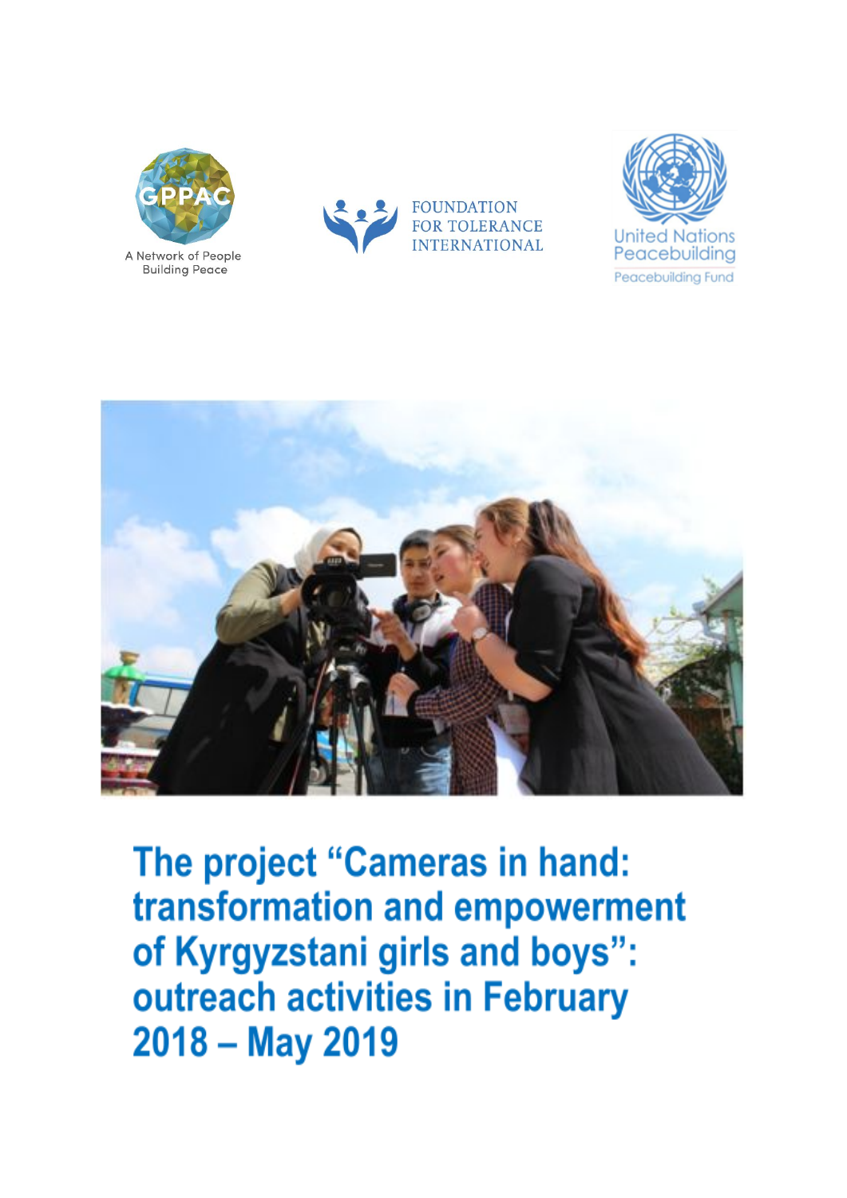GPPAC

A Network of People Building Peace

FOUNDATION FOR TOLERANCE INTERNATIONAL

United Nations Peacebuilding

Peacebuilding Fund

# The project "Cameras in hand: transformation and empowerment of Kyrgyzstani girls and boys": outreach activities in February 2018 – May 2019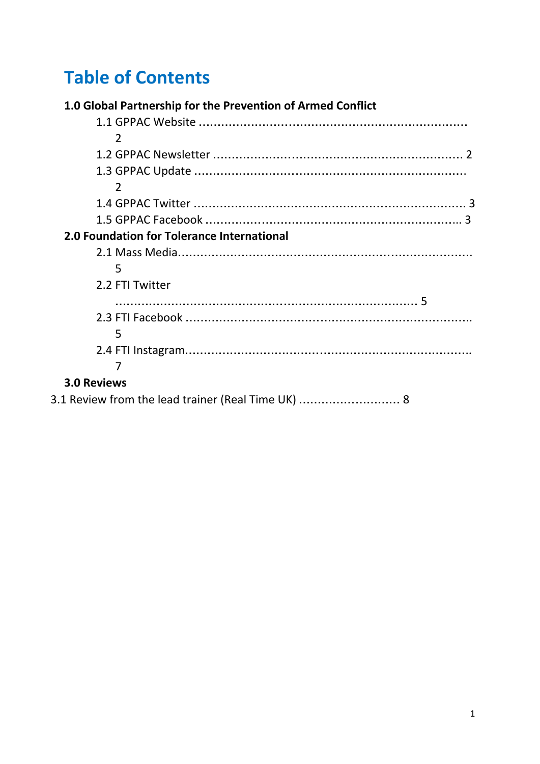# Table of Contents

**1.0 Global Partnership for the Prevention of Armed Conflict**

- 1.1 GPPAC Website ........................................................................ 2
- 1.2 GPPAC Newsletter ................................................................... 2
- 1.3 GPPAC Update ........................................................................ 2
- 1.4 GPPAC Twitter ......................................................................... 3
- 1.5 GPPAC Facebook ..................................................................... 3

**2.0 Foundation for Tolerance International**

- 2.1 Mass Media.............................................................................. 5
- 2.2 FTI Twitter ................................................................................ 5
- 2.3 FTI Facebook ............................................................................ 5
- 2.4 FTI Instagram............................................................................ 7

**3.0 Reviews**

3.1 Review from the lead trainer (Real Time UK) ........................... 8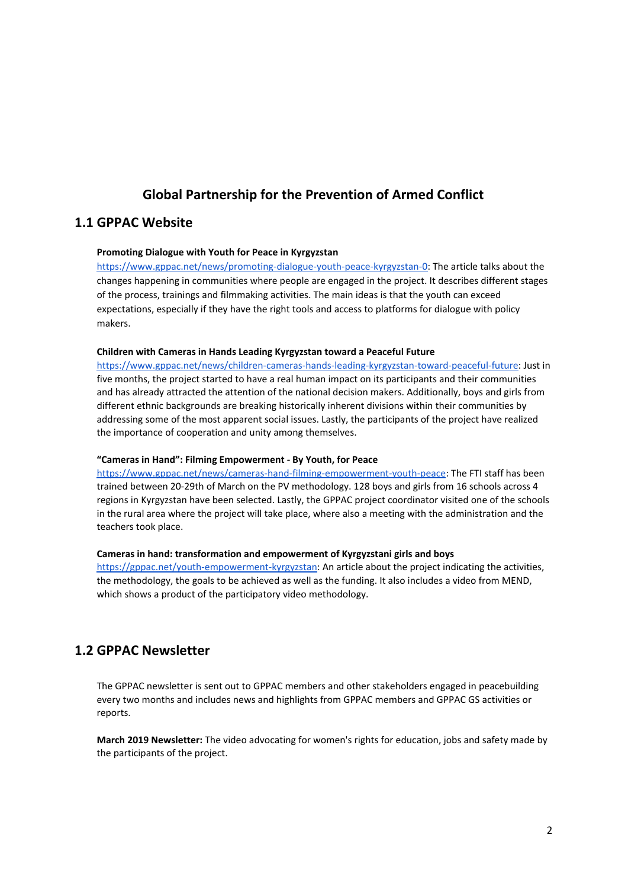# Global Partnership for the Prevention of Armed Conflict

## 1.1 GPPAC Website

**Promoting Dialogue with Youth for Peace in Kyrgyzstan**

https://www.gppac.net/news/promoting-dialogue-youth-peace-kyrgyzstan-0: The article talks about the changes happening in communities where people are engaged in the project. It describes different stages of the process, trainings and filmmaking activities. The main ideas is that the youth can exceed expectations, especially if they have the right tools and access to platforms for dialogue with policy makers.

**Children with Cameras in Hands Leading Kyrgyzstan toward a Peaceful Future**

https://www.gppac.net/news/children-cameras-hands-leading-kyrgyzstan-toward-peaceful-future: Just in five months, the project started to have a real human impact on its participants and their communities and has already attracted the attention of the national decision makers. Additionally, boys and girls from different ethnic backgrounds are breaking historically inherent divisions within their communities by addressing some of the most apparent social issues. Lastly, the participants of the project have realized the importance of cooperation and unity among themselves.

**"Cameras in Hand": Filming Empowerment - By Youth, for Peace**

https://www.gppac.net/news/cameras-hand-filming-empowerment-youth-peace: The FTI staff has been trained between 20-29th of March on the PV methodology. 128 boys and girls from 16 schools across 4 regions in Kyrgyzstan have been selected. Lastly, the GPPAC project coordinator visited one of the schools in the rural area where the project will take place, where also a meeting with the administration and the teachers took place.

**Cameras in hand: transformation and empowerment of Kyrgyzstani girls and boys**

https://gppac.net/youth-empowerment-kyrgyzstan: An article about the project indicating the activities, the methodology, the goals to be achieved as well as the funding. It also includes a video from MEND, which shows a product of the participatory video methodology.

## 1.2 GPPAC Newsletter

The GPPAC newsletter is sent out to GPPAC members and other stakeholders engaged in peacebuilding every two months and includes news and highlights from GPPAC members and GPPAC GS activities or reports.

**March 2019 Newsletter:** The video advocating for women's rights for education, jobs and safety made by the participants of the project.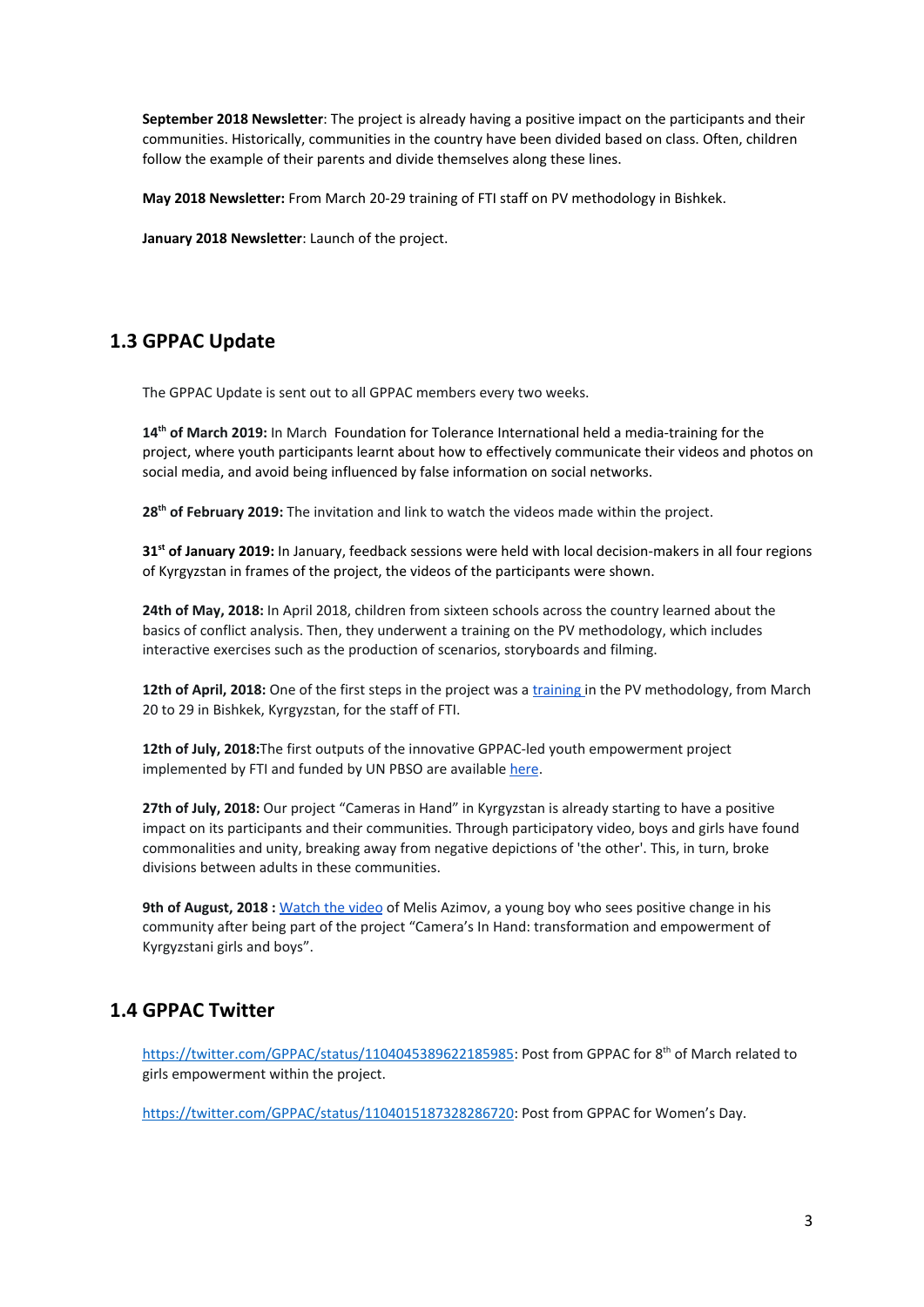**September 2018 Newsletter**: The project is already having a positive impact on the participants and their communities. Historically, communities in the country have been divided based on class. Often, children follow the example of their parents and divide themselves along these lines.

**May 2018 Newsletter:** From March 20-29 training of FTI staff on PV methodology in Bishkek.

**January 2018 Newsletter**: Launch of the project.

## 1.3 GPPAC Update

The GPPAC Update is sent out to all GPPAC members every two weeks.

**14th of March 2019:** In March Foundation for Tolerance International held a media-training for the project, where youth participants learnt about how to effectively communicate their videos and photos on social media, and avoid being influenced by false information on social networks.

**28th of February 2019:** The invitation and link to watch the videos made within the project.

**31st of January 2019:** In January, feedback sessions were held with local decision-makers in all four regions of Kyrgyzstan in frames of the project, the videos of the participants were shown.

**24th of May, 2018:** In April 2018, children from sixteen schools across the country learned about the basics of conflict analysis. Then, they underwent a training on the PV methodology, which includes interactive exercises such as the production of scenarios, storyboards and filming.

**12th of April, 2018:** One of the first steps in the project was a training in the PV methodology, from March 20 to 29 in Bishkek, Kyrgyzstan, for the staff of FTI.

**12th of July, 2018:**The first outputs of the innovative GPPAC-led youth empowerment project implemented by FTI and funded by UN PBSO are available here.

**27th of July, 2018:** Our project "Cameras in Hand" in Kyrgyzstan is already starting to have a positive impact on its participants and their communities. Through participatory video, boys and girls have found commonalities and unity, breaking away from negative depictions of 'the other'. This, in turn, broke divisions between adults in these communities.

**9th of August, 2018 :** Watch the video of Melis Azimov, a young boy who sees positive change in his community after being part of the project "Camera's In Hand: transformation and empowerment of Kyrgyzstani girls and boys".

## 1.4 GPPAC Twitter

https://twitter.com/GPPAC/status/1104045389622185985: Post from GPPAC for 8th of March related to girls empowerment within the project.

https://twitter.com/GPPAC/status/1104015187328286720: Post from GPPAC for Women's Day.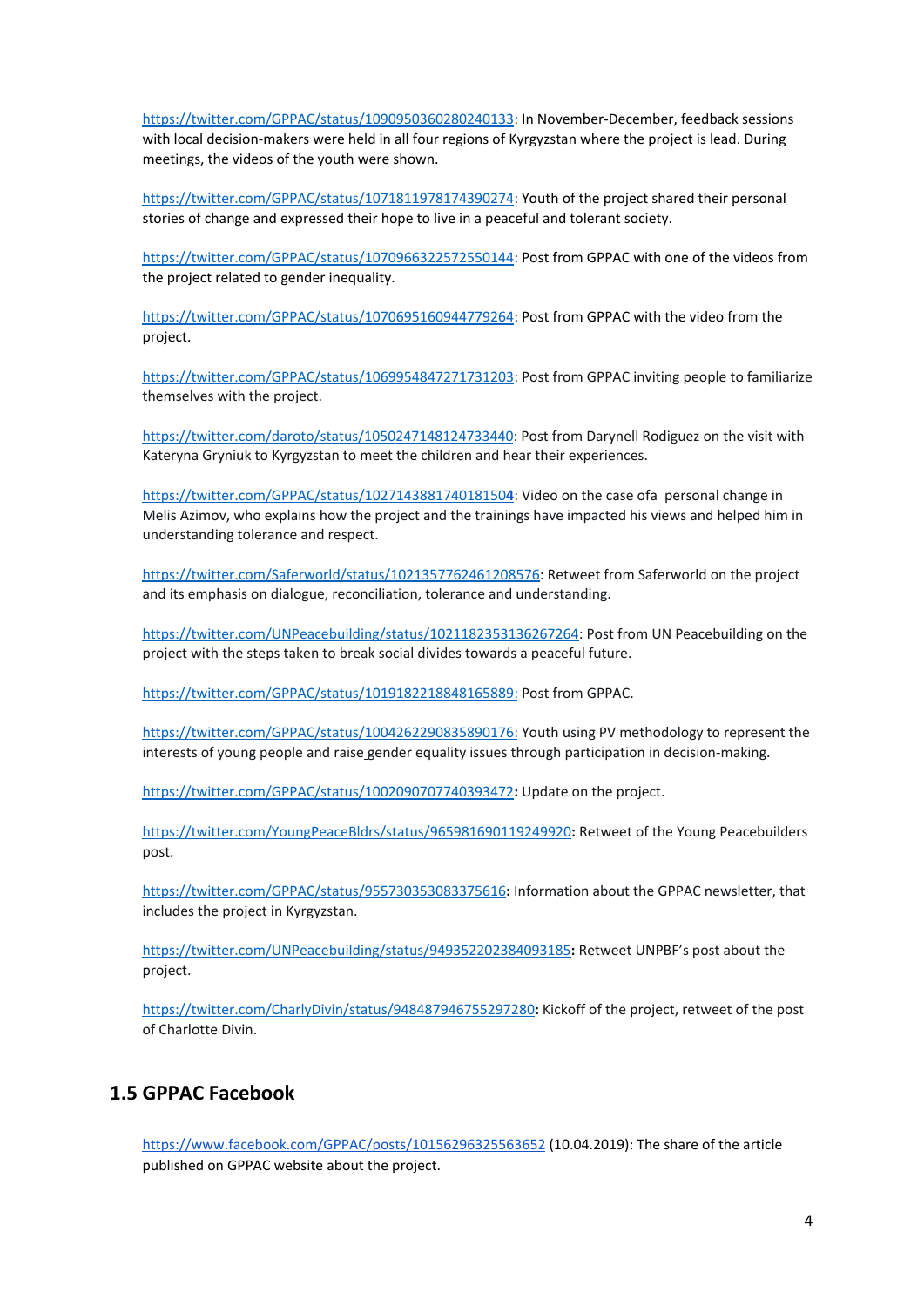https://twitter.com/GPPAC/status/1090950360280240133: In November-December, feedback sessions with local decision-makers were held in all four regions of Kyrgyzstan where the project is lead. During meetings, the videos of the youth were shown.

https://twitter.com/GPPAC/status/1071811978174390274: Youth of the project shared their personal stories of change and expressed their hope to live in a peaceful and tolerant society.

https://twitter.com/GPPAC/status/1070966322572550144: Post from GPPAC with one of the videos from the project related to gender inequality.

https://twitter.com/GPPAC/status/1070695160944779264: Post from GPPAC with the video from the project.

https://twitter.com/GPPAC/status/1069954847271731203: Post from GPPAC inviting people to familiarize themselves with the project.

https://twitter.com/daroto/status/1050247148124733440: Post from Darynell Rodiguez on the visit with Kateryna Gryniuk to Kyrgyzstan to meet the children and hear their experiences.

https://twitter.com/GPPAC/status/1027143881740181504: Video on the case ofa personal change in Melis Azimov, who explains how the project and the trainings have impacted his views and helped him in understanding tolerance and respect.

https://twitter.com/Saferworld/status/1021357762461208576: Retweet from Saferworld on the project and its emphasis on dialogue, reconciliation, tolerance and understanding.

https://twitter.com/UNPeacebuilding/status/1021182353136267264: Post from UN Peacebuilding on the project with the steps taken to break social divides towards a peaceful future.

https://twitter.com/GPPAC/status/1019182218848165889: Post from GPPAC.

https://twitter.com/GPPAC/status/1004262290835890176: Youth using PV methodology to represent the interests of young people and raise gender equality issues through participation in decision-making.

https://twitter.com/GPPAC/status/1002090707740393472**:** Update on the project.

https://twitter.com/YoungPeaceBldrs/status/965981690119249920**:** Retweet of the Young Peacebuilders post.

https://twitter.com/GPPAC/status/955730353083375616**:** Information about the GPPAC newsletter, that includes the project in Kyrgyzstan.

https://twitter.com/UNPeacebuilding/status/949352202384093185**:** Retweet UNPBF's post about the project.

https://twitter.com/CharlyDivin/status/948487946755297280**:** Kickoff of the project, retweet of the post of Charlotte Divin.

## 1.5 GPPAC Facebook

https://www.facebook.com/GPPAC/posts/10156296325563652 (10.04.2019): The share of the article published on GPPAC website about the project.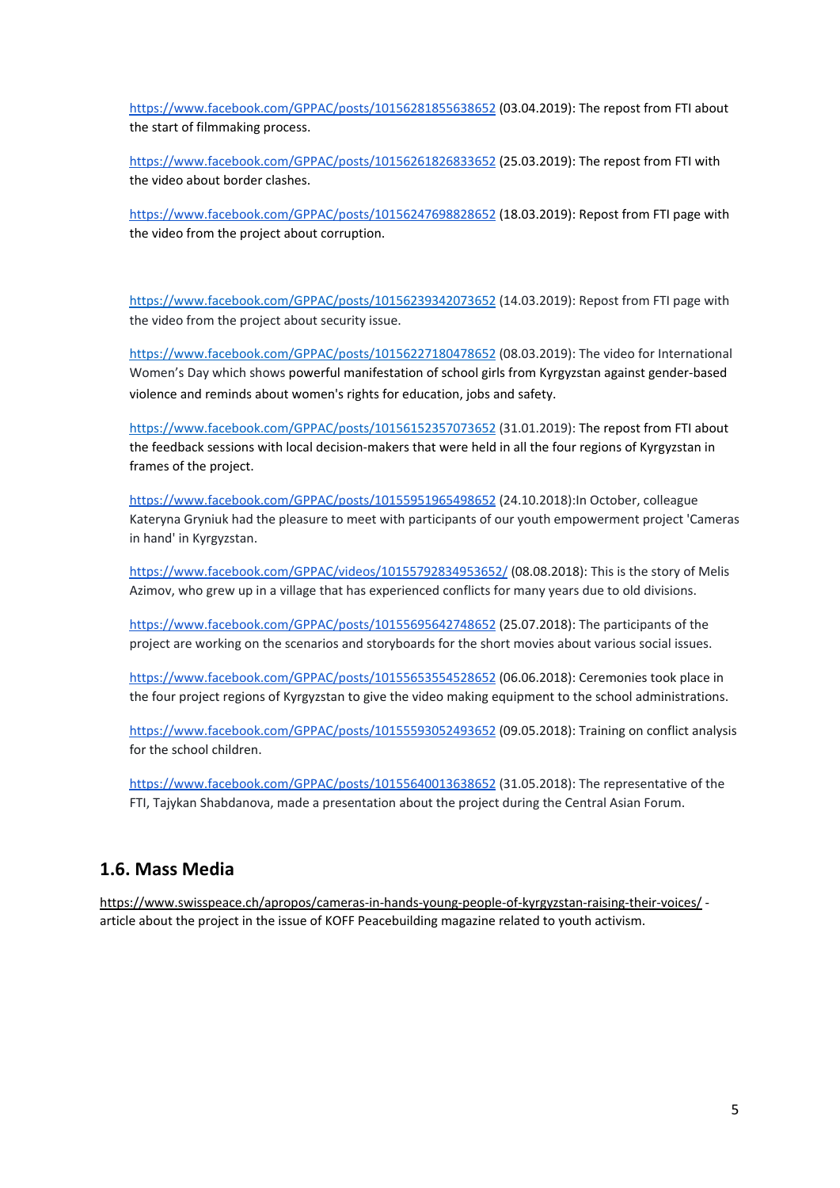https://www.facebook.com/GPPAC/posts/10156281855638652 (03.04.2019): The repost from FTI about the start of filmmaking process.

https://www.facebook.com/GPPAC/posts/10156261826833652 (25.03.2019): The repost from FTI with the video about border clashes.

https://www.facebook.com/GPPAC/posts/10156247698828652 (18.03.2019): Repost from FTI page with the video from the project about corruption.

https://www.facebook.com/GPPAC/posts/10156239342073652 (14.03.2019): Repost from FTI page with the video from the project about security issue.

https://www.facebook.com/GPPAC/posts/10156227180478652 (08.03.2019): The video for International Women's Day which shows powerful manifestation of school girls from Kyrgyzstan against gender-based violence and reminds about women's rights for education, jobs and safety.

https://www.facebook.com/GPPAC/posts/10156152357073652 (31.01.2019): The repost from FTI about the feedback sessions with local decision-makers that were held in all the four regions of Kyrgyzstan in frames of the project.

https://www.facebook.com/GPPAC/posts/10155951965498652 (24.10.2018):In October, colleague Kateryna Gryniuk had the pleasure to meet with participants of our youth empowerment project 'Cameras in hand' in Kyrgyzstan.

https://www.facebook.com/GPPAC/videos/10155792834953652/ (08.08.2018): This is the story of Melis Azimov, who grew up in a village that has experienced conflicts for many years due to old divisions.

https://www.facebook.com/GPPAC/posts/10155695642748652 (25.07.2018): The participants of the project are working on the scenarios and storyboards for the short movies about various social issues.

https://www.facebook.com/GPPAC/posts/10155653554528652 (06.06.2018): Ceremonies took place in the four project regions of Kyrgyzstan to give the video making equipment to the school administrations.

https://www.facebook.com/GPPAC/posts/10155593052493652 (09.05.2018): Training on conflict analysis for the school children.

https://www.facebook.com/GPPAC/posts/10155640013638652 (31.05.2018): The representative of the FTI, Tajykan Shabdanova, made a presentation about the project during the Central Asian Forum.

## 1.6. Mass Media

https://www.swisspeace.ch/apropos/cameras-in-hands-young-people-of-kyrgyzstan-raising-their-voices/ - article about the project in the issue of KOFF Peacebuilding magazine related to youth activism.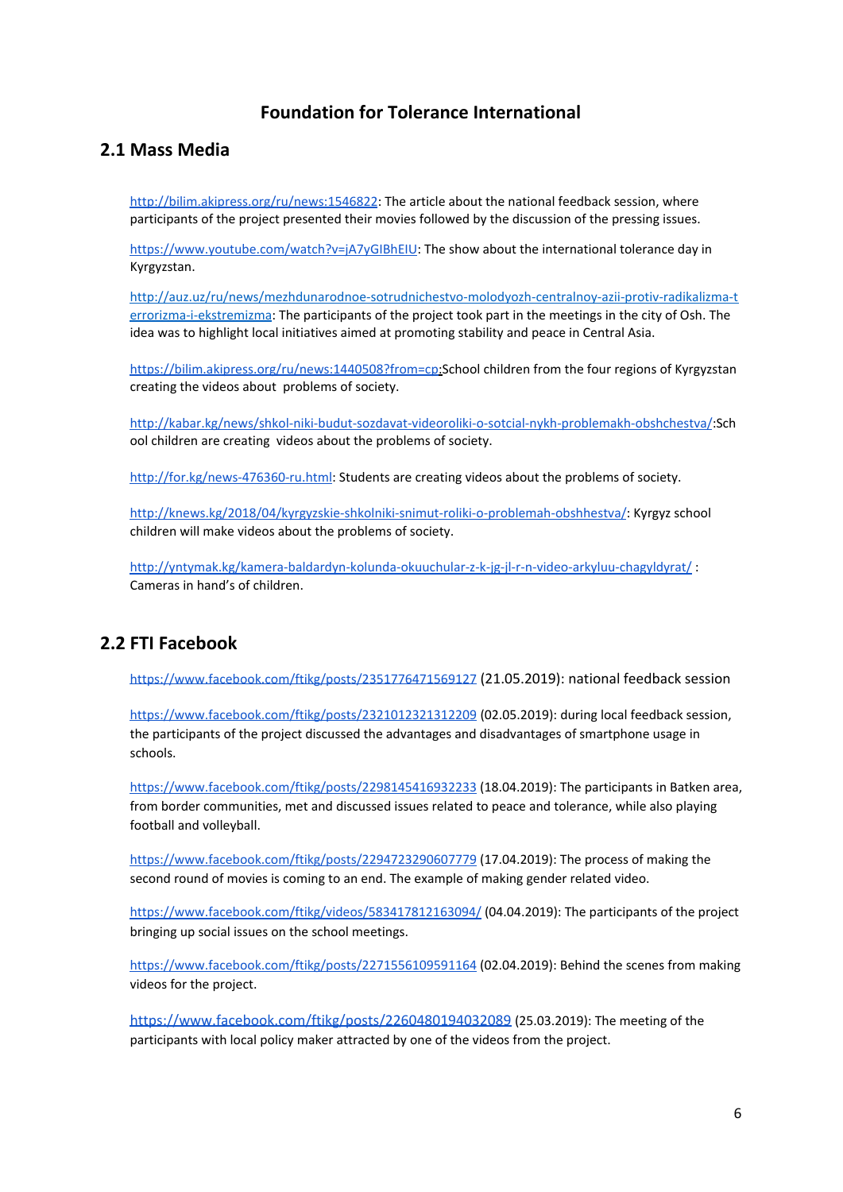## Foundation for Tolerance International

## 2.1 Mass Media

http://bilim.akipress.org/ru/news:1546822: The article about the national feedback session, where participants of the project presented their movies followed by the discussion of the pressing issues.

https://www.youtube.com/watch?v=jA7yGIBhEIU: The show about the international tolerance day in Kyrgyzstan.

http://auz.uz/ru/news/mezhdunarodnoe-sotrudnichestvo-molodyozh-centralnoy-azii-protiv-radikalizma-terrorizma-i-ekstremizma: The participants of the project took part in the meetings in the city of Osh. The idea was to highlight local initiatives aimed at promoting stability and peace in Central Asia.

https://bilim.akipress.org/ru/news:1440508?from=cp:School children from the four regions of Kyrgyzstan creating the videos about problems of society.

http://kabar.kg/news/shkol-niki-budut-sozdavat-videoroliki-o-sotcial-nykh-problemakh-obshchestva/:School children are creating videos about the problems of society.

http://for.kg/news-476360-ru.html: Students are creating videos about the problems of society.

http://knews.kg/2018/04/kyrgyzskie-shkolniki-snimut-roliki-o-problemah-obshhestva/: Kyrgyz school children will make videos about the problems of society.

http://yntymak.kg/kamera-baldardyn-kolunda-okuuchular-z-k-jg-jl-r-n-video-arkyluu-chagyldyrat/ : Cameras in hand's of children.

## 2.2 FTI Facebook

https://www.facebook.com/ftikg/posts/2351776471569127 (21.05.2019): national feedback session

https://www.facebook.com/ftikg/posts/2321012321312209 (02.05.2019): during local feedback session, the participants of the project discussed the advantages and disadvantages of smartphone usage in schools.

https://www.facebook.com/ftikg/posts/2298145416932233 (18.04.2019): The participants in Batken area, from border communities, met and discussed issues related to peace and tolerance, while also playing football and volleyball.

https://www.facebook.com/ftikg/posts/2294723290607779 (17.04.2019): The process of making the second round of movies is coming to an end. The example of making gender related video.

https://www.facebook.com/ftikg/videos/583417812163094/ (04.04.2019): The participants of the project bringing up social issues on the school meetings.

https://www.facebook.com/ftikg/posts/2271556109591164 (02.04.2019): Behind the scenes from making videos for the project.

https://www.facebook.com/ftikg/posts/2260480194032089 (25.03.2019): The meeting of the participants with local policy maker attracted by one of the videos from the project.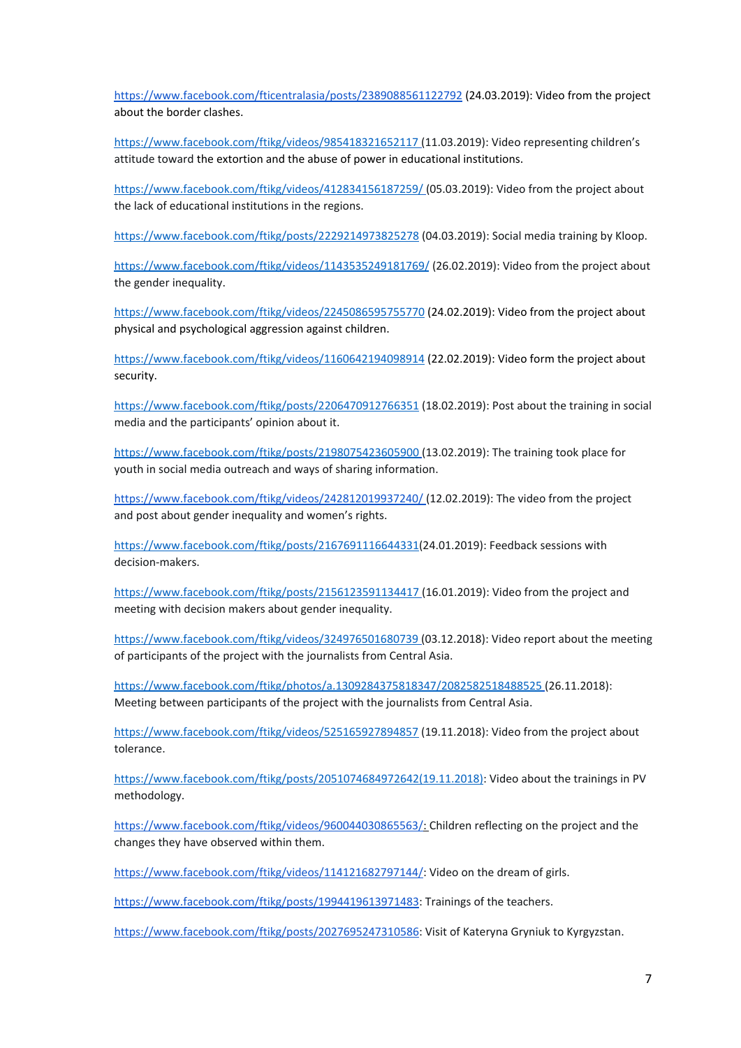https://www.facebook.com/fticentralasia/posts/2389088561122792 (24.03.2019): Video from the project about the border clashes.

https://www.facebook.com/ftikg/videos/985418321652117 (11.03.2019): Video representing children's attitude toward the extortion and the abuse of power in educational institutions.

https://www.facebook.com/ftikg/videos/412834156187259/ (05.03.2019): Video from the project about the lack of educational institutions in the regions.

https://www.facebook.com/ftikg/posts/2229214973825278 (04.03.2019): Social media training by Kloop.

https://www.facebook.com/ftikg/videos/1143535249181769/ (26.02.2019): Video from the project about the gender inequality.

https://www.facebook.com/ftikg/videos/2245086595755770 (24.02.2019): Video from the project about physical and psychological aggression against children.

https://www.facebook.com/ftikg/videos/1160642194098914 (22.02.2019): Video form the project about security.

https://www.facebook.com/ftikg/posts/2206470912766351 (18.02.2019): Post about the training in social media and the participants' opinion about it.

https://www.facebook.com/ftikg/posts/2198075423605900 (13.02.2019): The training took place for youth in social media outreach and ways of sharing information.

https://www.facebook.com/ftikg/videos/242812019937240/ (12.02.2019): The video from the project and post about gender inequality and women's rights.

https://www.facebook.com/ftikg/posts/2167691116644331(24.01.2019): Feedback sessions with decision-makers.

https://www.facebook.com/ftikg/posts/2156123591134417 (16.01.2019): Video from the project and meeting with decision makers about gender inequality.

https://www.facebook.com/ftikg/videos/324976501680739 (03.12.2018): Video report about the meeting of participants of the project with the journalists from Central Asia.

https://www.facebook.com/ftikg/photos/a.1309284375818347/2082582518488525 (26.11.2018): Meeting between participants of the project with the journalists from Central Asia.

https://www.facebook.com/ftikg/videos/525165927894857 (19.11.2018): Video from the project about tolerance.

https://www.facebook.com/ftikg/posts/2051074684972642(19.11.2018): Video about the trainings in PV methodology.

https://www.facebook.com/ftikg/videos/960044030865563/: Children reflecting on the project and the changes they have observed within them.

https://www.facebook.com/ftikg/videos/114121682797144/: Video on the dream of girls.

https://www.facebook.com/ftikg/posts/1994419613971483: Trainings of the teachers.

https://www.facebook.com/ftikg/posts/2027695247310586: Visit of Kateryna Gryniuk to Kyrgyzstan.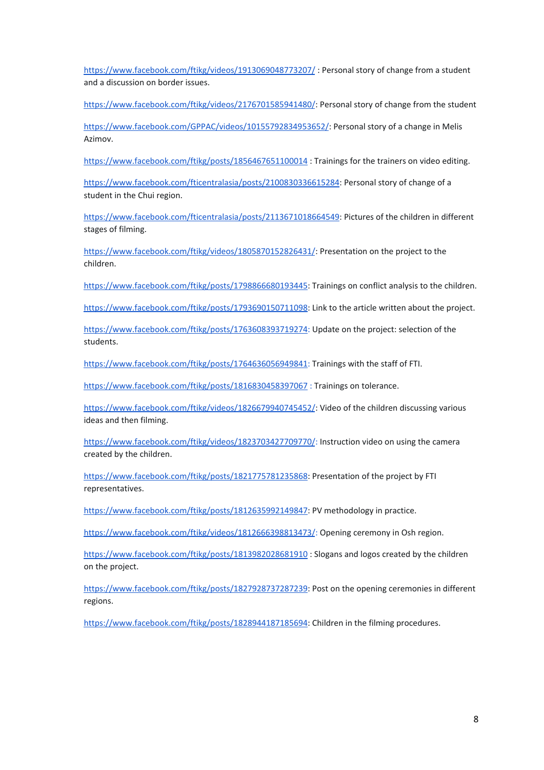https://www.facebook.com/ftikg/videos/1913069048773207/ : Personal story of change from a student and a discussion on border issues.

https://www.facebook.com/ftikg/videos/2176701585941480/: Personal story of change from the student

https://www.facebook.com/GPPAC/videos/10155792834953652/: Personal story of a change in Melis Azimov.

https://www.facebook.com/ftikg/posts/1856467651100014 : Trainings for the trainers on video editing.

https://www.facebook.com/fticentralasia/posts/2100830336615284: Personal story of change of a student in the Chui region.

https://www.facebook.com/fticentralasia/posts/2113671018664549: Pictures of the children in different stages of filming.

https://www.facebook.com/ftikg/videos/1805870152826431/: Presentation on the project to the children.

https://www.facebook.com/ftikg/posts/1798866680193445: Trainings on conflict analysis to the children.

https://www.facebook.com/ftikg/posts/1793690150711098: Link to the article written about the project.

https://www.facebook.com/ftikg/posts/1763608393719274: Update on the project: selection of the students.

https://www.facebook.com/ftikg/posts/1764636056949841: Trainings with the staff of FTI.

https://www.facebook.com/ftikg/posts/1816830458397067 : Trainings on tolerance.

https://www.facebook.com/ftikg/videos/1826679940745452/: Video of the children discussing various ideas and then filming.

https://www.facebook.com/ftikg/videos/1823703427709770/: Instruction video on using the camera created by the children.

https://www.facebook.com/ftikg/posts/1821775781235868: Presentation of the project by FTI representatives.

https://www.facebook.com/ftikg/posts/1812635992149847: PV methodology in practice.

https://www.facebook.com/ftikg/videos/1812666398813473/: Opening ceremony in Osh region.

https://www.facebook.com/ftikg/posts/1813982028681910 : Slogans and logos created by the children on the project.

https://www.facebook.com/ftikg/posts/1827928737287239: Post on the opening ceremonies in different regions.

https://www.facebook.com/ftikg/posts/1828944187185694: Children in the filming procedures.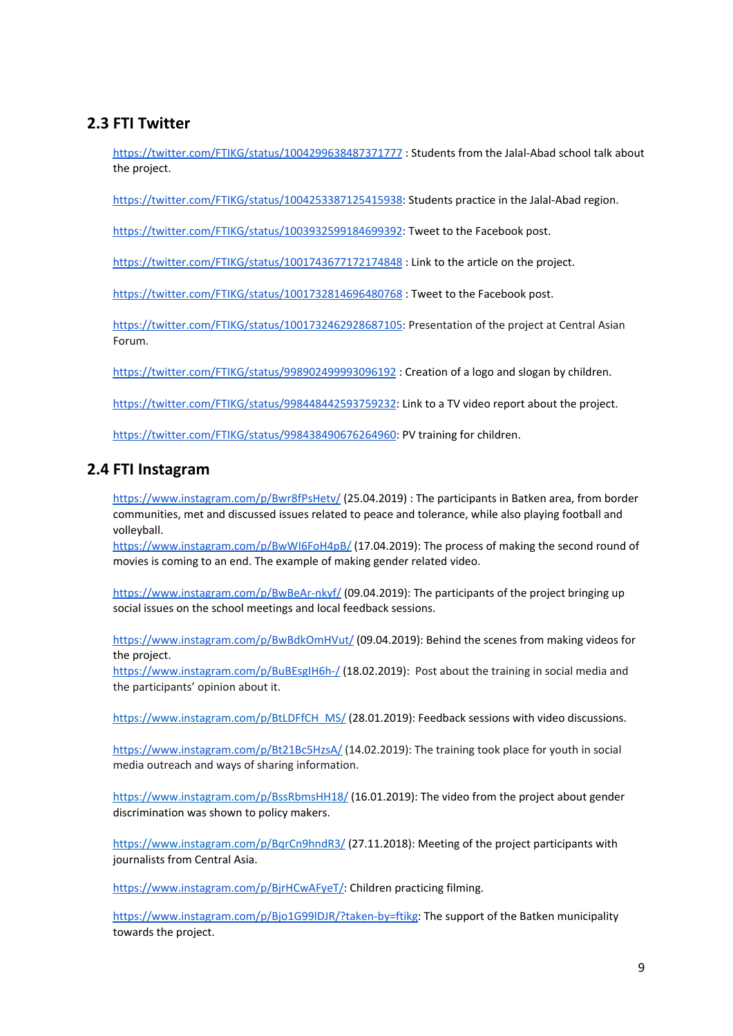## 2.3 FTI Twitter

https://twitter.com/FTIKG/status/1004299638487371777 : Students from the Jalal-Abad school talk about the project.

https://twitter.com/FTIKG/status/1004253387125415938: Students practice in the Jalal-Abad region.

https://twitter.com/FTIKG/status/1003932599184699392: Tweet to the Facebook post.

https://twitter.com/FTIKG/status/1001743677172174848 : Link to the article on the project.

https://twitter.com/FTIKG/status/1001732814696480768 : Tweet to the Facebook post.

https://twitter.com/FTIKG/status/1001732462928687105: Presentation of the project at Central Asian Forum.

https://twitter.com/FTIKG/status/998902499993096192 : Creation of a logo and slogan by children.

https://twitter.com/FTIKG/status/998448442593759232: Link to a TV video report about the project.

https://twitter.com/FTIKG/status/998438490676264960: PV training for children.

## 2.4 FTI Instagram

https://www.instagram.com/p/Bwr8fPsHetv/ (25.04.2019) : The participants in Batken area, from border communities, met and discussed issues related to peace and tolerance, while also playing football and volleyball.
https://www.instagram.com/p/BwWI6FoH4pB/ (17.04.2019): The process of making the second round of movies is coming to an end. The example of making gender related video.

https://www.instagram.com/p/BwBeAr-nkyf/ (09.04.2019): The participants of the project bringing up social issues on the school meetings and local feedback sessions.

https://www.instagram.com/p/BwBdkOmHVut/ (09.04.2019): Behind the scenes from making videos for the project.
https://www.instagram.com/p/BuBEsgIH6h-/ (18.02.2019): Post about the training in social media and the participants' opinion about it.

https://www.instagram.com/p/BtLDFfCH_MS/ (28.01.2019): Feedback sessions with video discussions.

https://www.instagram.com/p/Bt21Bc5HzsA/ (14.02.2019): The training took place for youth in social media outreach and ways of sharing information.

https://www.instagram.com/p/BssRbmsHH18/ (16.01.2019): The video from the project about gender discrimination was shown to policy makers.

https://www.instagram.com/p/BqrCn9hndR3/ (27.11.2018): Meeting of the project participants with journalists from Central Asia.

https://www.instagram.com/p/BjrHCwAFyeT/: Children practicing filming.

https://www.instagram.com/p/Bjo1G99lDJR/?taken-by=ftikg: The support of the Batken municipality towards the project.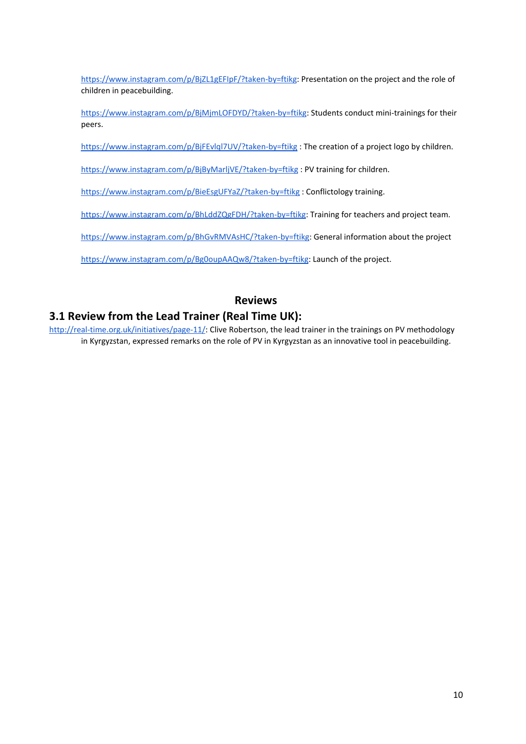https://www.instagram.com/p/BjZL1gEFIpF/?taken-by=ftikg: Presentation on the project and the role of children in peacebuilding.

https://www.instagram.com/p/BjMjmLOFDYD/?taken-by=ftikg: Students conduct mini-trainings for their peers.

https://www.instagram.com/p/BjFEvlql7UV/?taken-by=ftikg : The creation of a project logo by children.

https://www.instagram.com/p/BjByMarljVE/?taken-by=ftikg : PV training for children.

https://www.instagram.com/p/BieEsgUFYaZ/?taken-by=ftikg : Conflictology training.

https://www.instagram.com/p/BhLddZQgFDH/?taken-by=ftikg: Training for teachers and project team.

https://www.instagram.com/p/BhGvRMVAsHC/?taken-by=ftikg: General information about the project

https://www.instagram.com/p/Bg0oupAAQw8/?taken-by=ftikg: Launch of the project.

## Reviews

### 3.1 Review from the Lead Trainer (Real Time UK):

http://real-time.org.uk/initiatives/page-11/: Clive Robertson, the lead trainer in the trainings on PV methodology in Kyrgyzstan, expressed remarks on the role of PV in Kyrgyzstan as an innovative tool in peacebuilding.